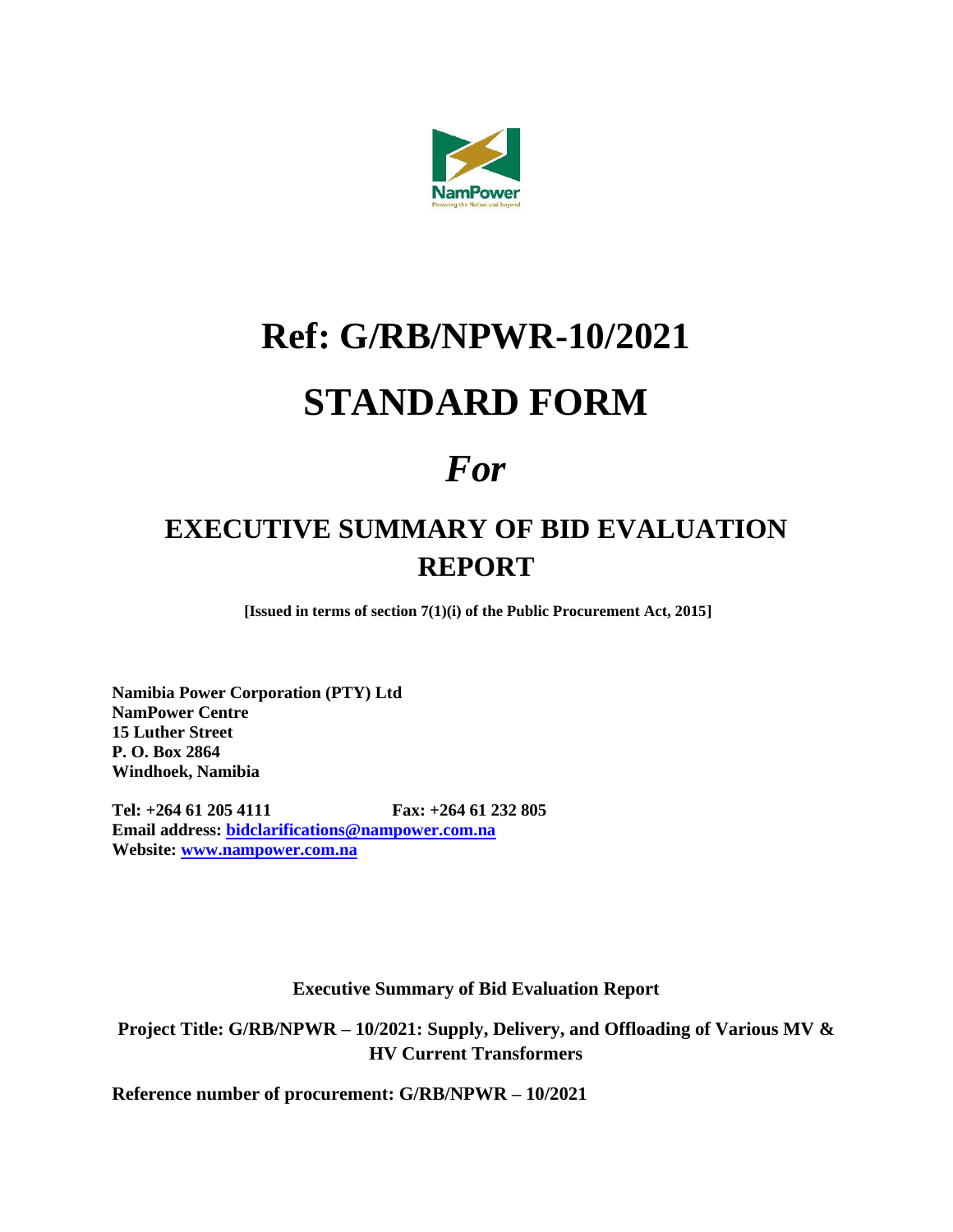# Ref: G/RB/NPWR-10/2021

# STANDARD FORM

# *For*

## EXECUTIVE SUMMARY OF BID EVALUATION REPORT

**[Issued in terms of section 7(1)(i) of the Public Procurement Act, 2015]**

**Namibia Power Corporation (PTY) Ltd**
**NamPower Centre**
**15 Luther Street**
**P. O. Box 2864**
**Windhoek, Namibia**

**Tel: +264 61 205 4111 Fax: +264 61 232 805**
**Email address: [bidclarifications@nampower.com.na](mailto:bidclarifications@nampower.com.na)**
**Website: [www.nampower.com.na](http://www.nampower.com.na)**

**Executive Summary of Bid Evaluation Report**

**Project Title: G/RB/NPWR – 10/2021: Supply, Delivery, and Offloading of Various MV & HV Current Transformers**

**Reference number of procurement: G/RB/NPWR – 10/2021**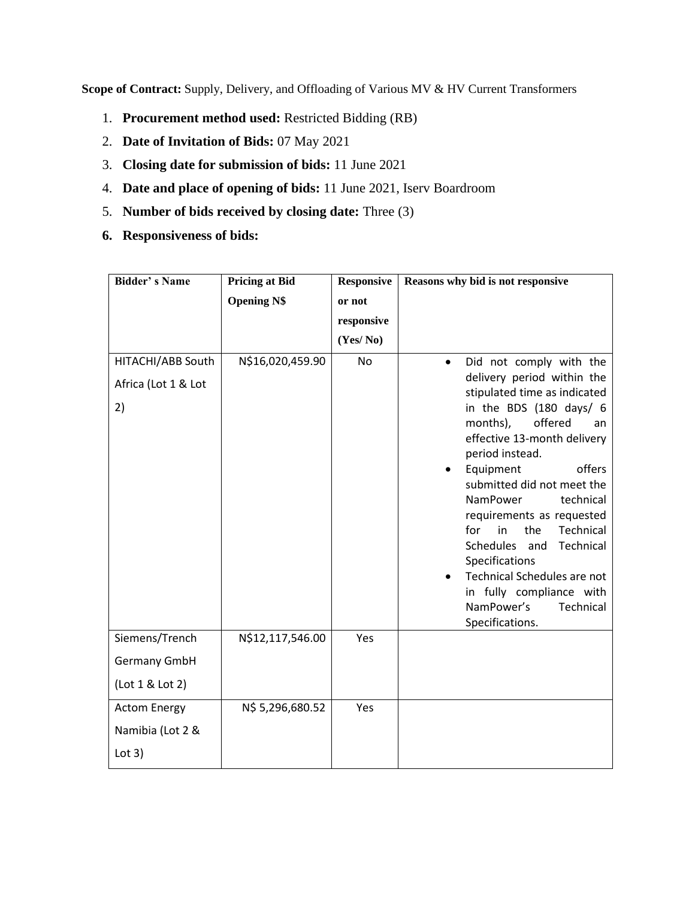**Scope of Contract:** Supply, Delivery, and Offloading of Various MV & HV Current Transformers

1. **Procurement method used:** Restricted Bidding (RB)
2. **Date of Invitation of Bids:** 07 May 2021
3. **Closing date for submission of bids:** 11 June 2021
4. **Date and place of opening of bids:** 11 June 2021, Iserv Boardroom
5. **Number of bids received by closing date:** Three (3)
6. **Responsiveness of bids:**

| Bidder' s Name | Pricing at Bid Opening N$ | Responsive or not responsive (Yes/ No) | Reasons why bid is not responsive |
|---|---|---|---|
| HITACHI/ABB South Africa (Lot 1 & Lot 2) | N$16,020,459.90 | No | • Did not comply with the delivery period within the stipulated time as indicated in the BDS (180 days/ 6 months), offered an effective 13-month delivery period instead.<br>• Equipment offers submitted did not meet the NamPower technical requirements as requested for in the Technical Schedules and Technical Specifications<br>• Technical Schedules are not in fully compliance with NamPower's Technical Specifications. |
| Siemens/Trench Germany GmbH (Lot 1 & Lot 2) | N$12,117,546.00 | Yes | |
| Actom Energy Namibia (Lot 2 & Lot 3) | N$ 5,296,680.52 | Yes | |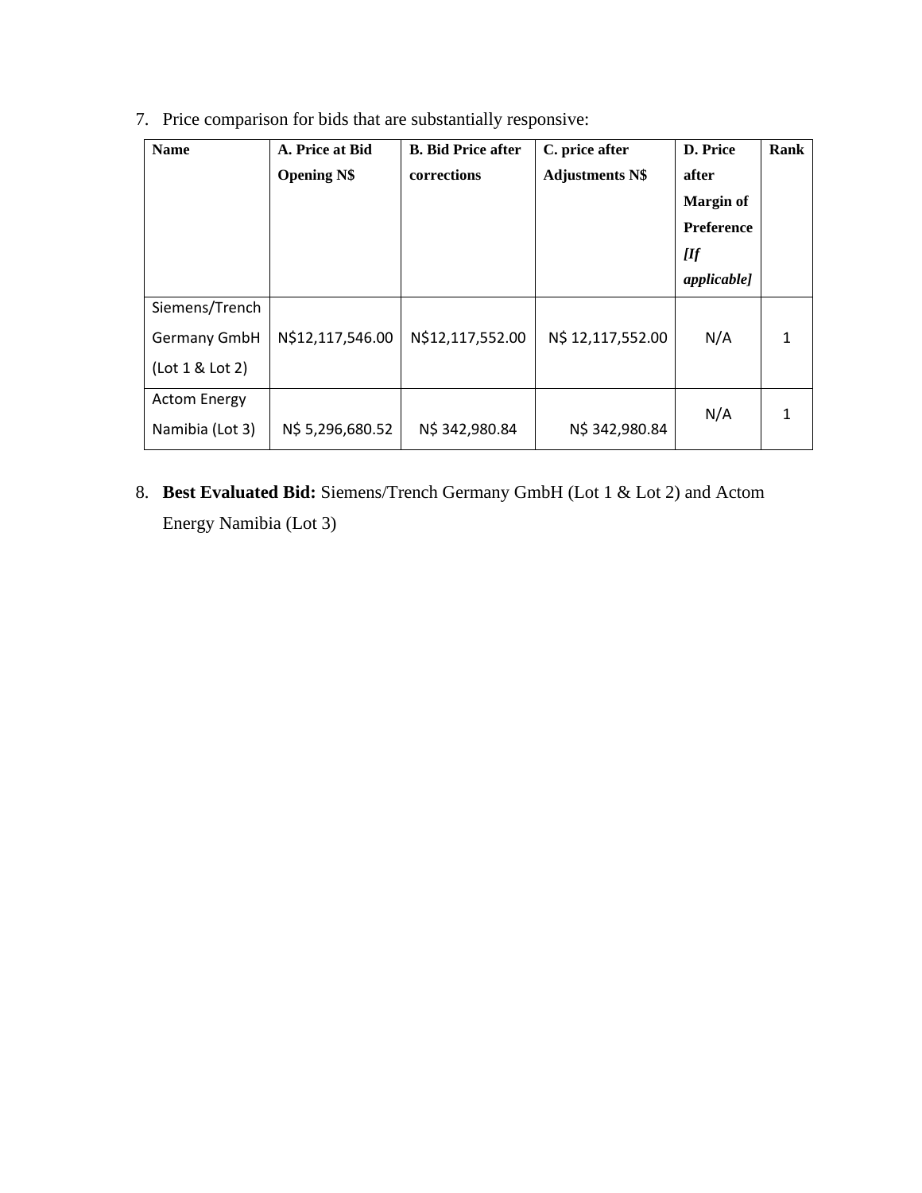7. Price comparison for bids that are substantially responsive:

| Name | A. Price at Bid Opening N$ | B. Bid Price after corrections | C. price after Adjustments N$ | D. Price after Margin of Preference *[If applicable]* | Rank |
|---|---|---|---|---|---|
| Siemens/Trench Germany GmbH (Lot 1 & Lot 2) | N$12,117,546.00 | N$12,117,552.00 | N$ 12,117,552.00 | N/A | 1 |
| Actom Energy Namibia (Lot 3) | N$ 5,296,680.52 | N$ 342,980.84 | N$ 342,980.84 | N/A | 1 |

8. **Best Evaluated Bid:** Siemens/Trench Germany GmbH (Lot 1 & Lot 2) and Actom Energy Namibia (Lot 3)